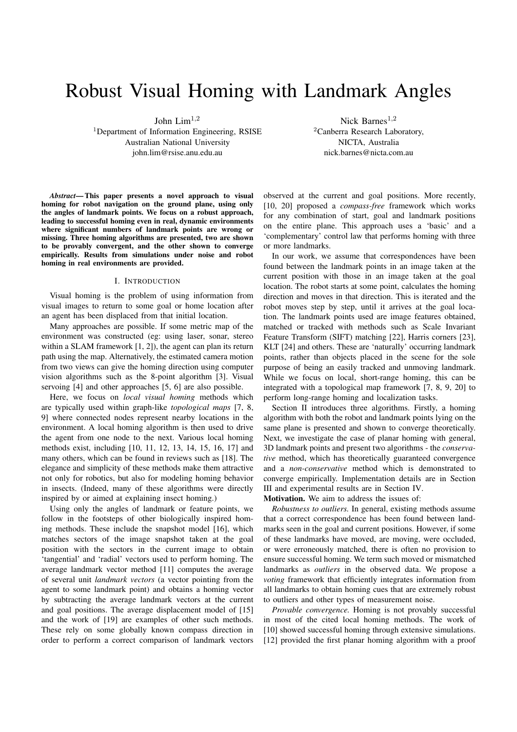# Robust Visual Homing with Landmark Angles

John Lim[1,2]
[1]Department of Information Engineering, RSISE
Australian National University
john.lim@rsise.anu.edu.au

Nick Barnes[1,2]
[2]Canberra Research Laboratory,
NICTA, Australia
nick.barnes@nicta.com.au

***Abstract*— This paper presents a novel approach to visual homing for robot navigation on the ground plane, using only the angles of landmark points. We focus on a robust approach, leading to successful homing even in real, dynamic environments where significant numbers of landmark points are wrong or missing. Three homing algorithms are presented, two are shown to be provably convergent, and the other shown to converge empirically. Results from simulations under noise and robot homing in real environments are provided.**

## I. Introduction

Visual homing is the problem of using information from visual images to return to some goal or home location after an agent has been displaced from that initial location.

Many approaches are possible. If some metric map of the environment was constructed (eg: using laser, sonar, stereo within a SLAM framework [1, 2]), the agent can plan its return path using the map. Alternatively, the estimated camera motion from two views can give the homing direction using computer vision algorithms such as the 8-point algorithm [3]. Visual servoing [4] and other approaches [5, 6] are also possible.

Here, we focus on *local visual homing* methods which are typically used within graph-like *topological maps* [7, 8, 9] where connected nodes represent nearby locations in the environment. A local homing algorithm is then used to drive the agent from one node to the next. Various local homing methods exist, including [10, 11, 12, 13, 14, 15, 16, 17] and many others, which can be found in reviews such as [18]. The elegance and simplicity of these methods make them attractive not only for robotics, but also for modeling homing behavior in insects. (Indeed, many of these algorithms were directly inspired by or aimed at explaining insect homing.)

Using only the angles of landmark or feature points, we follow in the footsteps of other biologically inspired homing methods. These include the snapshot model [16], which matches sectors of the image snapshot taken at the goal position with the sectors in the current image to obtain 'tangential' and 'radial' vectors used to perform homing. The average landmark vector method [11] computes the average of several unit *landmark vectors* (a vector pointing from the agent to some landmark point) and obtains a homing vector by subtracting the average landmark vectors at the current and goal positions. The average displacement model of [15] and the work of [19] are examples of other such methods. These rely on some globally known compass direction in order to perform a correct comparison of landmark vectors observed at the current and goal positions. More recently, [10, 20] proposed a *compass-free* framework which works for any combination of start, goal and landmark positions on the entire plane. This approach uses a 'basic' and a 'complementary' control law that performs homing with three or more landmarks.

In our work, we assume that correspondences have been found between the landmark points in an image taken at the current position with those in an image taken at the goal location. The robot starts at some point, calculates the homing direction and moves in that direction. This is iterated and the robot moves step by step, until it arrives at the goal location. The landmark points used are image features obtained, matched or tracked with methods such as Scale Invariant Feature Transform (SIFT) matching [22], Harris corners [23], KLT [24] and others. These are 'naturally' occurring landmark points, rather than objects placed in the scene for the sole purpose of being an easily tracked and unmoving landmark. While we focus on local, short-range homing, this can be integrated with a topological map framework [7, 8, 9, 20] to perform long-range homing and localization tasks.

Section II introduces three algorithms. Firstly, a homing algorithm with both the robot and landmark points lying on the same plane is presented and shown to converge theoretically. Next, we investigate the case of planar homing with general, 3D landmark points and present two algorithms - the *conservative* method, which has theoretically guaranteed convergence and a *non-conservative* method which is demonstrated to converge empirically. Implementation details are in Section III and experimental results are in Section IV.

**Motivation.** We aim to address the issues of:

*Robustness to outliers.* In general, existing methods assume that a correct correspondence has been found between landmarks seen in the goal and current positions. However, if some of these landmarks have moved, are moving, were occluded, or were erroneously matched, there is often no provision to ensure successful homing. We term such moved or mismatched landmarks as *outliers* in the observed data. We propose a *voting* framework that efficiently integrates information from all landmarks to obtain homing cues that are extremely robust to outliers and other types of measurement noise.

*Provable convergence.* Homing is not provably successful in most of the cited local homing methods. The work of [10] showed successful homing through extensive simulations. [12] provided the first planar homing algorithm with a proof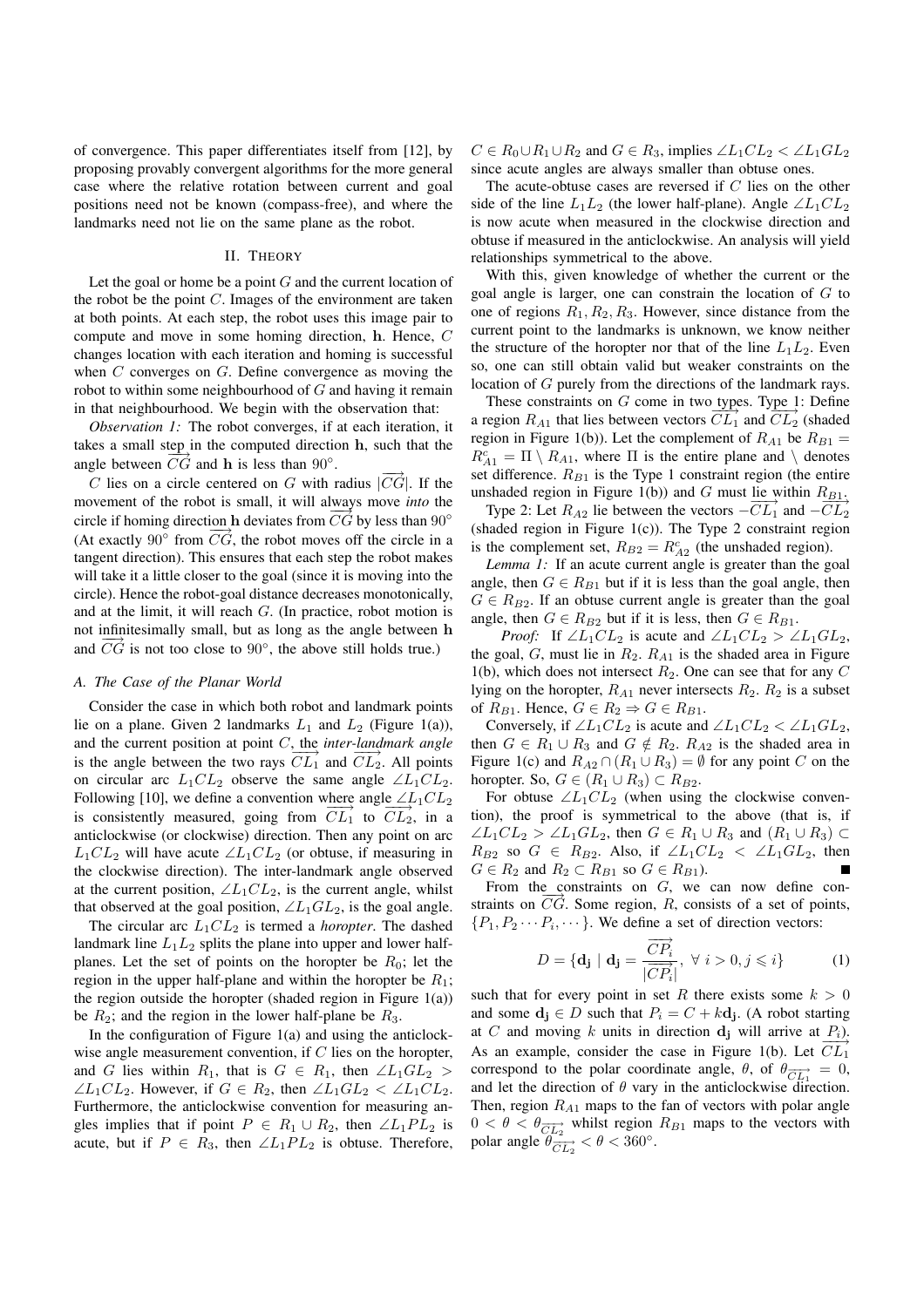of convergence. This paper differentiates itself from [12], by proposing provably convergent algorithms for the more general case where the relative rotation between current and goal positions need not be known (compass-free), and where the landmarks need not lie on the same plane as the robot.

## II. Theory

Let the goal or home be a point $G$ and the current location of the robot be the point $C$. Images of the environment are taken at both points. At each step, the robot uses this image pair to compute and move in some homing direction, $\mathbf{h}$. Hence, $C$ changes location with each iteration and homing is successful when $C$ converges on $G$. Define convergence as moving the robot to within some neighbourhood of $G$ and having it remain in that neighbourhood. We begin with the observation that:

*Observation 1:* The robot converges, if at each iteration, it takes a small step in the computed direction $\mathbf{h}$, such that the angle between $\overrightarrow{CG}$ and $\mathbf{h}$ is less than $90^\circ$.

$C$ lies on a circle centered on $G$ with radius $|\overrightarrow{CG}|$. If the movement of the robot is small, it will always move *into* the circle if homing direction $\mathbf{h}$ deviates from $\overrightarrow{CG}$ by less than $90^\circ$ (At exactly $90^\circ$ from $\overrightarrow{CG}$, the robot moves off the circle in a tangent direction). This ensures that each step the robot makes will take it a little closer to the goal (since it is moving into the circle). Hence the robot-goal distance decreases monotonically, and at the limit, it will reach $G$. (In practice, robot motion is not infinitesimally small, but as long as the angle between $\mathbf{h}$ and $\overrightarrow{CG}$ is not too close to $90^\circ$, the above still holds true.)

### A. The Case of the Planar World

Consider the case in which both robot and landmark points lie on a plane. Given 2 landmarks $L_1$ and $L_2$ (Figure 1(a)), and the current position at point $C$, the *inter-landmark angle* is the angle between the two rays $\overrightarrow{CL_1}$ and $\overrightarrow{CL_2}$. All points on circular arc $L_1CL_2$ observe the same angle $\angle L_1CL_2$. Following [10], we define a convention where angle $\angle L_1CL_2$ is consistently measured, going from $\overrightarrow{CL_1}$ to $\overrightarrow{CL_2}$, in a anticlockwise (or clockwise) direction. Then any point on arc $L_1CL_2$ will have acute $\angle L_1CL_2$ (or obtuse, if measuring in the clockwise direction). The inter-landmark angle observed at the current position, $\angle L_1CL_2$, is the current angle, whilst that observed at the goal position, $\angle L_1GL_2$, is the goal angle.

The circular arc $L_1CL_2$ is termed a *horopter*. The dashed landmark line $L_1L_2$ splits the plane into upper and lower half-planes. Let the set of points on the horopter be $R_0$; let the region in the upper half-plane and within the horopter be $R_1$; the region outside the horopter (shaded region in Figure 1(a)) be $R_2$; and the region in the lower half-plane be $R_3$.

In the configuration of Figure 1(a) and using the anticlockwise angle measurement convention, if $C$ lies on the horopter, and $G$ lies within $R_1$, that is $G \in R_1$, then $\angle L_1GL_2 > \angle L_1CL_2$. However, if $G \in R_2$, then $\angle L_1GL_2 < \angle L_1CL_2$. Furthermore, the anticlockwise convention for measuring angles implies that if point $P \in R_1 \cup R_2$, then $\angle L_1PL_2$ is acute, but if $P \in R_3$, then $\angle L_1PL_2$ is obtuse. Therefore, $C \in R_0 \cup R_1 \cup R_2$ and $G \in R_3$, implies $\angle L_1CL_2 < \angle L_1GL_2$ since acute angles are always smaller than obtuse ones.

The acute-obtuse cases are reversed if $C$ lies on the other side of the line $L_1L_2$ (the lower half-plane). Angle $\angle L_1CL_2$ is now acute when measured in the clockwise direction and obtuse if measured in the anticlockwise. An analysis will yield relationships symmetrical to the above.

With this, given knowledge of whether the current or the goal angle is larger, one can constrain the location of $G$ to one of regions $R_1, R_2, R_3$. However, since distance from the current point to the landmarks is unknown, we know neither the structure of the horopter nor that of the line $L_1L_2$. Even so, one can still obtain valid but weaker constraints on the location of $G$ purely from the directions of the landmark rays.

These constraints on $G$ come in two types. Type 1: Define a region $R_{A1}$ that lies between vectors $\overrightarrow{CL_1}$ and $\overrightarrow{CL_2}$ (shaded region in Figure 1(b)). Let the complement of $R_{A1}$ be $R_{B1} = R_{A1}^c = \Pi \setminus R_{A1}$, where $\Pi$ is the entire plane and $\setminus$ denotes set difference. $R_{B1}$ is the Type 1 constraint region (the entire unshaded region in Figure 1(b)) and $G$ must lie within $R_{B1}$.

Type 2: Let $R_{A2}$ lie between the vectors $-\overrightarrow{CL_1}$ and $-\overrightarrow{CL_2}$ (shaded region in Figure 1(c)). The Type 2 constraint region is the complement set, $R_{B2} = R_{A2}^c$ (the unshaded region).

*Lemma 1:* If an acute current angle is greater than the goal angle, then $G \in R_{B1}$ but if it is less than the goal angle, then $G \in R_{B2}$. If an obtuse current angle is greater than the goal angle, then $G \in R_{B2}$ but if it is less, then $G \in R_{B1}$.

*Proof:* If $\angle L_1CL_2$ is acute and $\angle L_1CL_2 > \angle L_1GL_2$, the goal, $G$, must lie in $R_2$. $R_{A1}$ is the shaded area in Figure 1(b), which does not intersect $R_2$. One can see that for any $C$ lying on the horopter, $R_{A1}$ never intersects $R_2$. $R_2$ is a subset of $R_{B1}$. Hence, $G \in R_2 \Rightarrow G \in R_{B1}$.

Conversely, if $\angle L_1CL_2$ is acute and $\angle L_1CL_2 < \angle L_1GL_2$, then $G \in R_1 \cup R_3$ and $G \notin R_2$. $R_{A2}$ is the shaded area in Figure 1(c) and $R_{A2} \cap (R_1 \cup R_3) = \emptyset$ for any point $C$ on the horopter. So, $G \in (R_1 \cup R_3) \subset R_{B2}$.

For obtuse $\angle L_1CL_2$ (when using the clockwise convention), the proof is symmetrical to the above (that is, if $\angle L_1CL_2 > \angle L_1GL_2$, then $G \in R_1 \cup R_3$ and $(R_1 \cup R_3) \subset R_{B2}$ so $G \in R_{B2}$. Also, if $\angle L_1CL_2 < \angle L_1GL_2$, then $G \in R_2$ and $R_2 \subset R_{B1}$ so $G \in R_{B1}$). ■

From the constraints on $G$, we can now define constraints on $\overrightarrow{CG}$. Some region, $R$, consists of a set of points, $\{P_1, P_2 \cdots P_i, \cdots\}$. We define a set of direction vectors:

$$D = \{\mathbf{d_j} \mid \mathbf{d_j} = \frac{\overrightarrow{CP_i}}{|\overrightarrow{CP_i}|}, \ \forall \ i > 0, j \leqslant i\} \tag{1}$$

such that for every point in set $R$ there exists some $k > 0$ and some $\mathbf{d_j} \in D$ such that $P_i = C + k\mathbf{d_j}$. (A robot starting at $C$ and moving $k$ units in direction $\mathbf{d_j}$ will arrive at $P_i$). As an example, consider the case in Figure 1(b). Let $\overrightarrow{CL_1}$ correspond to the polar coordinate angle, $\theta$, of $\theta_{\overrightarrow{CL_1}} = 0$, and let the direction of $\theta$ vary in the anticlockwise direction. Then, region $R_{A1}$ maps to the fan of vectors with polar angle $0 < \theta < \theta_{\overrightarrow{CL_2}}$ whilst region $R_{B1}$ maps to the vectors with polar angle $\theta_{\overrightarrow{CL_2}} < \theta < 360^\circ$.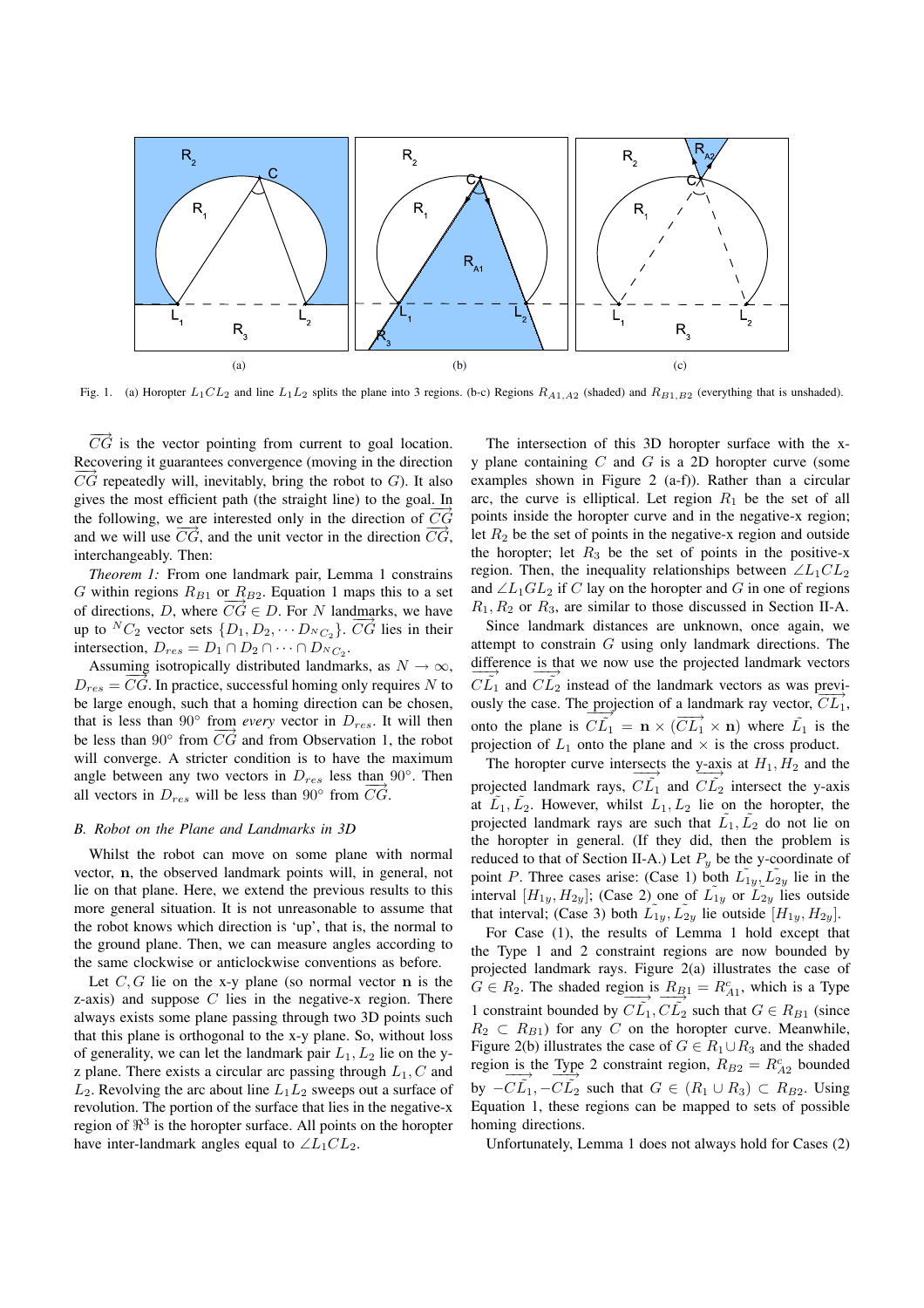Fig. 1. (a) Horopter $L_1CL_2$ and line $L_1L_2$ splits the plane into 3 regions. (b-c) Regions $R_{A1,A2}$ (shaded) and $R_{B1,B2}$ (everything that is unshaded).

$\overrightarrow{CG}$ is the vector pointing from current to goal location. Recovering it guarantees convergence (moving in the direction $\overrightarrow{CG}$ repeatedly will, inevitably, bring the robot to $G$). It also gives the most efficient path (the straight line) to the goal. In the following, we are interested only in the direction of $\overrightarrow{CG}$ and we will use $\overrightarrow{CG}$, and the unit vector in the direction $\overrightarrow{CG}$, interchangeably. Then:

*Theorem 1:* From one landmark pair, Lemma 1 constrains $G$ within regions $R_{B1}$ or $R_{B2}$. Equation 1 maps this to a set of directions, $D$, where $\overrightarrow{CG} \in D$. For $N$ landmarks, we have up to ${}^{N}C_2$ vector sets $\{D_1, D_2, \cdots D_{{}^{N}C_2}\}$. $\overrightarrow{CG}$ lies in their intersection, $D_{res} = D_1 \cap D_2 \cap \cdots \cap D_{{}^{N}C_2}$.

Assuming isotropically distributed landmarks, as $N \rightarrow \infty$, $D_{res} = \overrightarrow{CG}$. In practice, successful homing only requires $N$ to be large enough, such that a homing direction can be chosen, that is less than $90°$ from *every* vector in $D_{res}$. It will then be less than $90°$ from $\overrightarrow{CG}$ and from Observation 1, the robot will converge. A stricter condition is to have the maximum angle between any two vectors in $D_{res}$ less than $90°$. Then all vectors in $D_{res}$ will be less than $90°$ from $\overrightarrow{CG}$.

### B. Robot on the Plane and Landmarks in 3D

Whilst the robot can move on some plane with normal vector, $\mathbf{n}$, the observed landmark points will, in general, not lie on that plane. Here, we extend the previous results to this more general situation. It is not unreasonable to assume that the robot knows which direction is 'up', that is, the normal to the ground plane. Then, we can measure angles according to the same clockwise or anticlockwise conventions as before.

Let $C, G$ lie on the x-y plane (so normal vector $\mathbf{n}$ is the z-axis) and suppose $C$ lies in the negative-x region. There always exists some plane passing through two 3D points such that this plane is orthogonal to the x-y plane. So, without loss of generality, we can let the landmark pair $L_1, L_2$ lie on the y-z plane. There exists a circular arc passing through $L_1, C$ and $L_2$. Revolving the arc about line $L_1L_2$ sweeps out a surface of revolution. The portion of the surface that lies in the negative-x region of $\Re^3$ is the horopter surface. All points on the horopter have inter-landmark angles equal to $\angle L_1CL_2$.

The intersection of this 3D horopter surface with the x-y plane containing $C$ and $G$ is a 2D horopter curve (some examples shown in Figure 2 (a-f)). Rather than a circular arc, the curve is elliptical. Let region $R_1$ be the set of all points inside the horopter curve and in the negative-x region; let $R_2$ be the set of points in the negative-x region and outside the horopter; let $R_3$ be the set of points in the positive-x region. Then, the inequality relationships between $\angle L_1CL_2$ and $\angle L_1GL_2$ if $C$ lay on the horopter and $G$ in one of regions $R_1, R_2$ or $R_3$, are similar to those discussed in Section II-A.

Since landmark distances are unknown, once again, we attempt to constrain $G$ using only landmark directions. The difference is that we now use the projected landmark vectors $\overrightarrow{C\tilde{L}_1}$ and $\overrightarrow{C\tilde{L}_2}$ instead of the landmark vectors as was previously the case. The projection of a landmark ray vector, $\overrightarrow{CL_1}$, onto the plane is $\overrightarrow{C\tilde{L}_1} = \mathbf{n} \times (\overrightarrow{CL_1} \times \mathbf{n})$ where $\tilde{L}_1$ is the projection of $L_1$ onto the plane and $\times$ is the cross product.

The horopter curve intersects the y-axis at $H_1, H_2$ and the projected landmark rays, $\overrightarrow{C\tilde{L}_1}$ and $\overrightarrow{C\tilde{L}_2}$ intersect the y-axis at $\tilde{L}_1, \tilde{L}_2$. However, whilst $L_1, L_2$ lie on the horopter, the projected landmark rays are such that $\tilde{L}_1, \tilde{L}_2$ do not lie on the horopter in general. (If they did, then the problem is reduced to that of Section II-A.) Let $P_y$ be the y-coordinate of point $P$. Three cases arise: (Case 1) both $\tilde{L}_{1y}, \tilde{L}_{2y}$ lie in the interval $[H_{1y}, H_{2y}]$; (Case 2) one of $\tilde{L}_{1y}$ or $\tilde{L}_{2y}$ lies outside that interval; (Case 3) both $\tilde{L}_{1y}, \tilde{L}_{2y}$ lie outside $[H_{1y}, H_{2y}]$.

For Case (1), the results of Lemma 1 hold except that the Type 1 and 2 constraint regions are now bounded by projected landmark rays. Figure 2(a) illustrates the case of $G \in R_2$. The shaded region is $R_{B1} = R^c_{A1}$, which is a Type 1 constraint bounded by $\overrightarrow{C\tilde{L}_1}, \overrightarrow{C\tilde{L}_2}$ such that $G \in R_{B1}$ (since $R_2 \subset R_{B1}$) for any $C$ on the horopter curve. Meanwhile, Figure 2(b) illustrates the case of $G \in R_1 \cup R_3$ and the shaded region is the Type 2 constraint region, $R_{B2} = R^c_{A2}$ bounded by $-\overrightarrow{C\tilde{L}_1}, -\overrightarrow{C\tilde{L}_2}$ such that $G \in (R_1 \cup R_3) \subset R_{B2}$. Using Equation 1, these regions can be mapped to sets of possible homing directions.

Unfortunately, Lemma 1 does not always hold for Cases (2)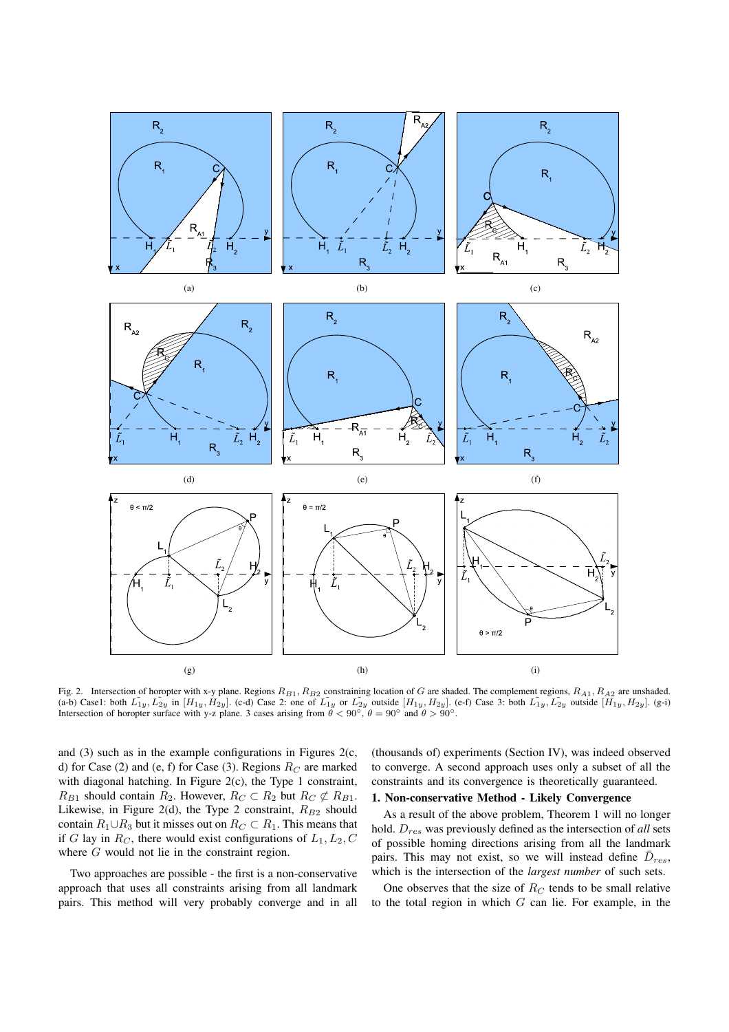Fig. 2. Intersection of horopter with x-y plane. Regions $R_{B1}, R_{B2}$ constraining location of $G$ are shaded. The complement regions, $R_{A1}, R_{A2}$ are unshaded. (a-b) Case1: both $\tilde{L_{1y}}, \tilde{L_{2y}}$ in $[H_{1y}, H_{2y}]$. (c-d) Case 2: one of $\tilde{L_{1y}}$ or $\tilde{L_{2y}}$ outside $[H_{1y}, H_{2y}]$. (e-f) Case 3: both $\tilde{L_{1y}}, \tilde{L_{2y}}$ outside $[H_{1y}, H_{2y}]$. (g-i) Intersection of horopter surface with y-z plane. 3 cases arising from $\theta < 90°$, $\theta = 90°$ and $\theta > 90°$.

and (3) such as in the example configurations in Figures 2(c, d) for Case (2) and (e, f) for Case (3). Regions $R_C$ are marked with diagonal hatching. In Figure 2(c), the Type 1 constraint, $R_{B1}$ should contain $R_2$. However, $R_C \subset R_2$ but $R_C \not\subset R_{B1}$. Likewise, in Figure 2(d), the Type 2 constraint, $R_{B2}$ should contain $R_1 \cup R_3$ but it misses out on $R_C \subset R_1$. This means that if $G$ lay in $R_C$, there would exist configurations of $L_1, L_2, C$ where $G$ would not lie in the constraint region.

Two approaches are possible - the first is a non-conservative approach that uses all constraints arising from all landmark pairs. This method will very probably converge and in all (thousands of) experiments (Section IV), was indeed observed to converge. A second approach uses only a subset of all the constraints and its convergence is theoretically guaranteed.

**1. Non-conservative Method - Likely Convergence**

As a result of the above problem, Theorem 1 will no longer hold. $D_{res}$ was previously defined as the intersection of *all* sets of possible homing directions arising from all the landmark pairs. This may not exist, so we will instead define $\bar{D}_{res}$, which is the intersection of the *largest number* of such sets.

One observes that the size of $R_C$ tends to be small relative to the total region in which $G$ can lie. For example, in the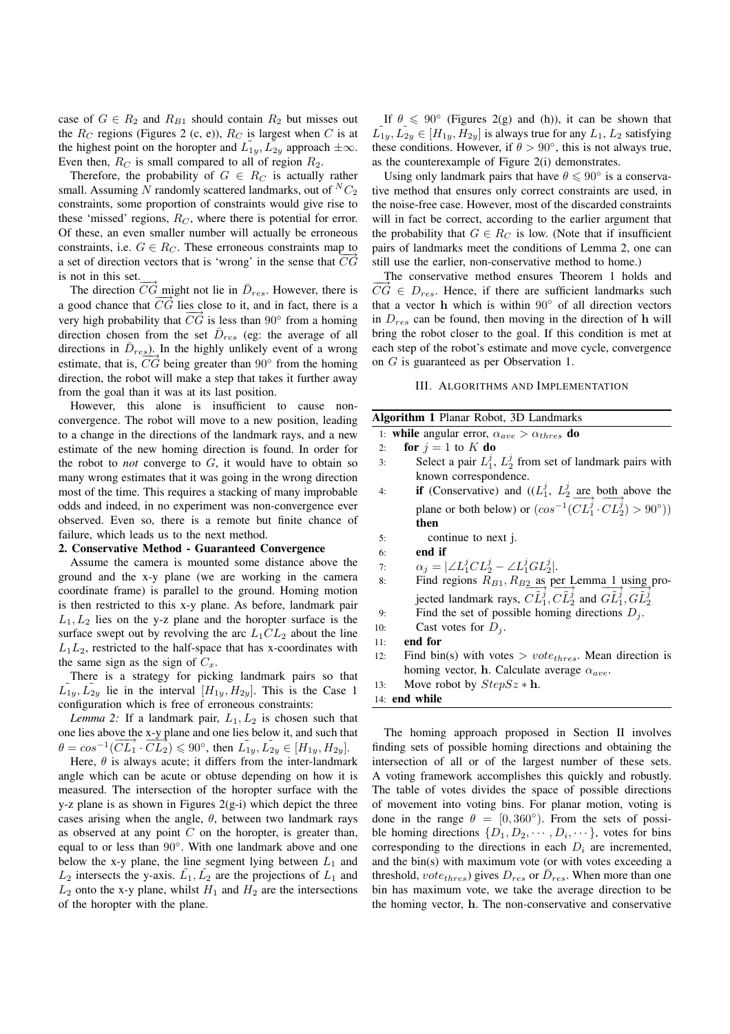case of $G \in R_2$ and $R_{B1}$ should contain $R_2$ but misses out the $R_C$ regions (Figures 2 (c, e)), $R_C$ is largest when $C$ is at the highest point on the horopter and $\tilde{L_{1y}}, \tilde{L_{2y}}$ approach $\pm\infty$. Even then, $R_C$ is small compared to all of region $R_2$.

Therefore, the probability of $G \in R_C$ is actually rather small. Assuming $N$ randomly scattered landmarks, out of ${}^NC_2$ constraints, some proportion of constraints would give rise to these 'missed' regions, $R_C$, where there is potential for error. Of these, an even smaller number will actually be erroneous constraints, i.e. $G \in R_C$. These erroneous constraints map to a set of direction vectors that is 'wrong' in the sense that $\overrightarrow{CG}$ is not in this set.

The direction $\overrightarrow{CG}$ might not lie in $\bar{D}_{res}$. However, there is a good chance that $\overrightarrow{CG}$ lies close to it, and in fact, there is a very high probability that $\overrightarrow{CG}$ is less than $90°$ from a homing direction chosen from the set $\bar{D}_{res}$ (eg: the average of all directions in $\bar{D}_{res}$). In the highly unlikely event of a wrong estimate, that is, $\overrightarrow{CG}$ being greater than $90°$ from the homing direction, the robot will make a step that takes it further away from the goal than it was at its last position.

However, this alone is insufficient to cause non-convergence. The robot will move to a new position, leading to a change in the directions of the landmark rays, and a new estimate of the new homing direction is found. In order for the robot to *not* converge to $G$, it would have to obtain so many wrong estimates that it was going in the wrong direction most of the time. This requires a stacking of many improbable odds and indeed, in no experiment was non-convergence ever observed. Even so, there is a remote but finite chance of failure, which leads us to the next method.

**2. Conservative Method - Guaranteed Convergence**

Assume the camera is mounted some distance above the ground and the x-y plane (we are working in the camera coordinate frame) is parallel to the ground. Homing motion is then restricted to this x-y plane. As before, landmark pair $L_1, L_2$ lies on the y-z plane and the horopter surface is the surface swept out by revolving the arc $L_1CL_2$ about the line $L_1L_2$, restricted to the half-space that has x-coordinates with the same sign as the sign of $C_x$.

There is a strategy for picking landmark pairs so that $\tilde{L_{1y}}, \tilde{L_{2y}}$ lie in the interval $[H_{1y}, H_{2y}]$. This is the Case 1 configuration which is free of erroneous constraints:

*Lemma 2:* If a landmark pair, $L_1, L_2$ is chosen such that one lies above the x-y plane and one lies below it, and such that $\theta = cos^{-1}(\overrightarrow{CL_1} \cdot \overrightarrow{CL_2}) \leqslant 90°$, then $\tilde{L_{1y}}, \tilde{L_{2y}} \in [H_{1y}, H_{2y}]$.

Here, $\theta$ is always acute; it differs from the inter-landmark angle which can be acute or obtuse depending on how it is measured. The intersection of the horopter surface with the y-z plane is as shown in Figures 2(g-i) which depict the three cases arising when the angle, $\theta$, between two landmark rays as observed at any point $C$ on the horopter, is greater than, equal to or less than $90°$. With one landmark above and one below the x-y plane, the line segment lying between $L_1$ and $L_2$ intersects the y-axis. $\tilde{L_1}, \tilde{L_2}$ are the projections of $L_1$ and $L_2$ onto the x-y plane, whilst $H_1$ and $H_2$ are the intersections of the horopter with the plane.

If $\theta \leqslant 90°$ (Figures 2(g) and (h)), it can be shown that $\tilde{L_{1y}}, \tilde{L_{2y}} \in [H_{1y}, H_{2y}]$ is always true for any $L_1, L_2$ satisfying these conditions. However, if $\theta > 90°$, this is not always true, as the counterexample of Figure 2(i) demonstrates.

Using only landmark pairs that have $\theta \leqslant 90°$ is a conservative method that ensures only correct constraints are used, in the noise-free case. However, most of the discarded constraints will in fact be correct, according to the earlier argument that the probability that $G \in R_C$ is low. (Note that if insufficient pairs of landmarks meet the conditions of Lemma 2, one can still use the earlier, non-conservative method to home.)

The conservative method ensures Theorem 1 holds and $\overrightarrow{CG} \in D_{res}$. Hence, if there are sufficient landmarks such that a vector $\mathbf{h}$ which is within $90°$ of all direction vectors in $D_{res}$ can be found, then moving in the direction of $\mathbf{h}$ will bring the robot closer to the goal. If this condition is met at each step of the robot's estimate and move cycle, convergence on $G$ is guaranteed as per Observation 1.

## III. Algorithms and Implementation

**Algorithm 1** Planar Robot, 3D Landmarks

```
1: while angular error, α_ave > α_thres do
2:   for j = 1 to K do
3:     Select a pair L_1^j, L_2^j from set of landmark pairs with
       known correspondence.
4:     if (Conservative) and ((L_1^j, L_2^j are both above the
       plane or both below) or (cos^-1(CL_1^j · CL_2^j) > 90°))
       then
5:       continue to next j.
6:     end if
7:     α_j = |∠L_1^j C L_2^j − ∠L_1^j G L_2^j|.
8:     Find regions R_B1, R_B2 as per Lemma 1 using pro-
       jected landmark rays, CL~_1^j, CL~_2^j and GL~_1^j, GL~_2^j
9:     Find the set of possible homing directions D_j.
10:    Cast votes for D_j.
11:  end for
12:  Find bin(s) with votes > vote_thres. Mean direction is
     homing vector, h. Calculate average α_ave.
13:  Move robot by StepSz * h.
14: end while
```

The homing approach proposed in Section II involves finding sets of possible homing directions and obtaining the intersection of all or of the largest number of these sets. A voting framework accomplishes this quickly and robustly. The table of votes divides the space of possible directions of movement into voting bins. For planar motion, voting is done in the range $\theta = [0, 360°)$. From the sets of possible homing directions $\{D_1, D_2, \cdots, D_i, \cdots\}$, votes for bins corresponding to the directions in each $D_i$ are incremented, and the bin(s) with maximum vote (or with votes exceeding a threshold, $vote_{thres}$) gives $D_{res}$ or $\bar{D}_{res}$. When more than one bin has maximum vote, we take the average direction to be the homing vector, $\mathbf{h}$. The non-conservative and conservative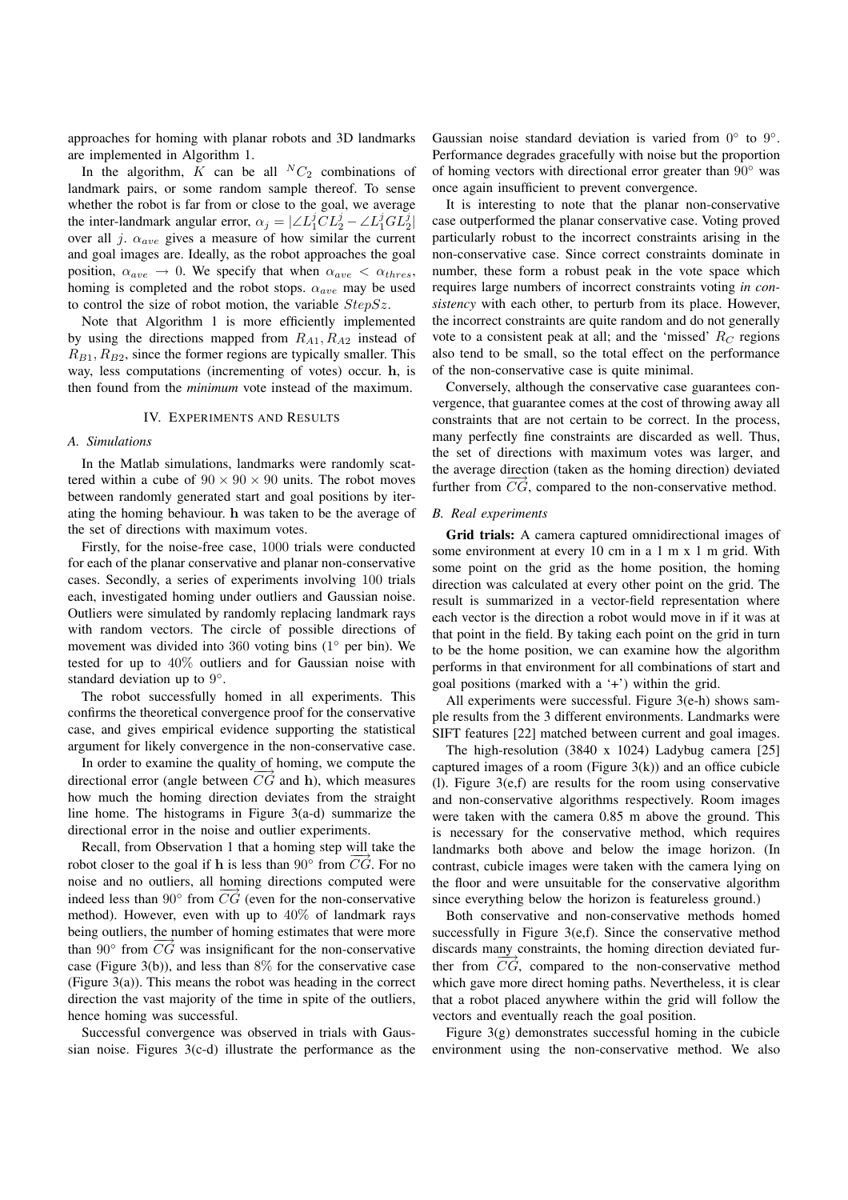approaches for homing with planar robots and 3D landmarks are implemented in Algorithm 1.

In the algorithm, $K$ can be all ${}^{N}C_2$ combinations of landmark pairs, or some random sample thereof. To sense whether the robot is far from or close to the goal, we average the inter-landmark angular error, $\alpha_j = |\angle L_1^j C L_2^j - \angle L_1^j G L_2^j|$ over all $j$. $\alpha_{ave}$ gives a measure of how similar the current and goal images are. Ideally, as the robot approaches the goal position, $\alpha_{ave} \to 0$. We specify that when $\alpha_{ave} < \alpha_{thres}$, homing is completed and the robot stops. $\alpha_{ave}$ may be used to control the size of robot motion, the variable $StepSz$.

Note that Algorithm 1 is more efficiently implemented by using the directions mapped from $R_{A1}, R_{A2}$ instead of $R_{B1}, R_{B2}$, since the former regions are typically smaller. This way, less computations (incrementing of votes) occur. $\mathbf{h}$, is then found from the *minimum* vote instead of the maximum.

## IV. Experiments and Results

### A. Simulations

In the Matlab simulations, landmarks were randomly scattered within a cube of $90 \times 90 \times 90$ units. The robot moves between randomly generated start and goal positions by iterating the homing behaviour. $\mathbf{h}$ was taken to be the average of the set of directions with maximum votes.

Firstly, for the noise-free case, 1000 trials were conducted for each of the planar conservative and planar non-conservative cases. Secondly, a series of experiments involving 100 trials each, investigated homing under outliers and Gaussian noise. Outliers were simulated by randomly replacing landmark rays with random vectors. The circle of possible directions of movement was divided into 360 voting bins ($1°$ per bin). We tested for up to $40\%$ outliers and for Gaussian noise with standard deviation up to $9°$.

The robot successfully homed in all experiments. This confirms the theoretical convergence proof for the conservative case, and gives empirical evidence supporting the statistical argument for likely convergence in the non-conservative case.

In order to examine the quality of homing, we compute the directional error (angle between $\overrightarrow{CG}$ and $\mathbf{h}$), which measures how much the homing direction deviates from the straight line home. The histograms in Figure 3(a-d) summarize the directional error in the noise and outlier experiments.

Recall, from Observation 1 that a homing step will take the robot closer to the goal if $\mathbf{h}$ is less than $90°$ from $\overrightarrow{CG}$. For no noise and no outliers, all homing directions computed were indeed less than $90°$ from $\overrightarrow{CG}$ (even for the non-conservative method). However, even with up to $40\%$ of landmark rays being outliers, the number of homing estimates that were more than $90°$ from $\overrightarrow{CG}$ was insignificant for the non-conservative case (Figure 3(b)), and less than $8\%$ for the conservative case (Figure 3(a)). This means the robot was heading in the correct direction the vast majority of the time in spite of the outliers, hence homing was successful.

Successful convergence was observed in trials with Gaussian noise. Figures 3(c-d) illustrate the performance as the Gaussian noise standard deviation is varied from $0°$ to $9°$. Performance degrades gracefully with noise but the proportion of homing vectors with directional error greater than $90°$ was once again insufficient to prevent convergence.

It is interesting to note that the planar non-conservative case outperformed the planar conservative case. Voting proved particularly robust to the incorrect constraints arising in the non-conservative case. Since correct constraints dominate in number, these form a robust peak in the vote space which requires large numbers of incorrect constraints voting *in consistency* with each other, to perturb from its place. However, the incorrect constraints are quite random and do not generally vote to a consistent peak at all; and the 'missed' $R_C$ regions also tend to be small, so the total effect on the performance of the non-conservative case is quite minimal.

Conversely, although the conservative case guarantees convergence, that guarantee comes at the cost of throwing away all constraints that are not certain to be correct. In the process, many perfectly fine constraints are discarded as well. Thus, the set of directions with maximum votes was larger, and the average direction (taken as the homing direction) deviated further from $\overrightarrow{CG}$, compared to the non-conservative method.

### B. Real experiments

**Grid trials:** A camera captured omnidirectional images of some environment at every 10 cm in a 1 m x 1 m grid. With some point on the grid as the home position, the homing direction was calculated at every other point on the grid. The result is summarized in a vector-field representation where each vector is the direction a robot would move in if it was at that point in the field. By taking each point on the grid in turn to be the home position, we can examine how the algorithm performs in that environment for all combinations of start and goal positions (marked with a '+') within the grid.

All experiments were successful. Figure 3(e-h) shows sample results from the 3 different environments. Landmarks were SIFT features [22] matched between current and goal images.

The high-resolution (3840 x 1024) Ladybug camera [25] captured images of a room (Figure 3(k)) and an office cubicle (l). Figure 3(e,f) are results for the room using conservative and non-conservative algorithms respectively. Room images were taken with the camera 0.85 m above the ground. This is necessary for the conservative method, which requires landmarks both above and below the image horizon. (In contrast, cubicle images were taken with the camera lying on the floor and were unsuitable for the conservative algorithm since everything below the horizon is featureless ground.)

Both conservative and non-conservative methods homed successfully in Figure 3(e,f). Since the conservative method discards many constraints, the homing direction deviated further from $\overrightarrow{CG}$, compared to the non-conservative method which gave more direct homing paths. Nevertheless, it is clear that a robot placed anywhere within the grid will follow the vectors and eventually reach the goal position.

Figure 3(g) demonstrates successful homing in the cubicle environment using the non-conservative method. We also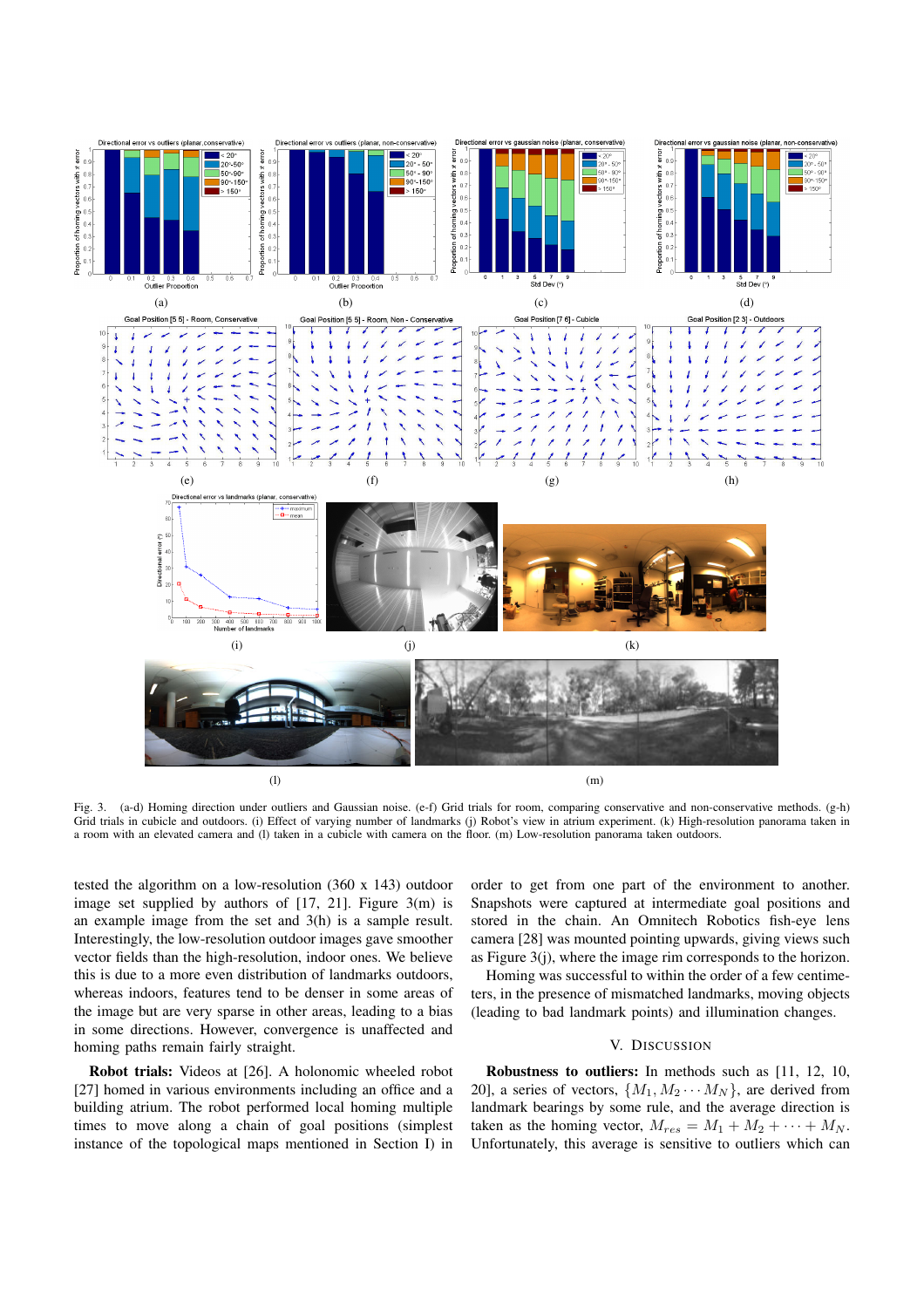Fig. 3. (a-d) Homing direction under outliers and Gaussian noise. (e-f) Grid trials for room, comparing conservative and non-conservative methods. (g-h) Grid trials in cubicle and outdoors. (i) Effect of varying number of landmarks (j) Robot's view in atrium experiment. (k) High-resolution panorama taken in a room with an elevated camera and (l) taken in a cubicle with camera on the floor. (m) Low-resolution panorama taken outdoors.

tested the algorithm on a low-resolution (360 x 143) outdoor image set supplied by authors of [17, 21]. Figure 3(m) is an example image from the set and 3(h) is a sample result. Interestingly, the low-resolution outdoor images gave smoother vector fields than the high-resolution, indoor ones. We believe this is due to a more even distribution of landmarks outdoors, whereas indoors, features tend to be denser in some areas of the image but are very sparse in other areas, leading to a bias in some directions. However, convergence is unaffected and homing paths remain fairly straight.

**Robot trials:** Videos at [26]. A holonomic wheeled robot [27] homed in various environments including an office and a building atrium. The robot performed local homing multiple times to move along a chain of goal positions (simplest instance of the topological maps mentioned in Section I) in order to get from one part of the environment to another. Snapshots were captured at intermediate goal positions and stored in the chain. An Omnitech Robotics fish-eye lens camera [28] was mounted pointing upwards, giving views such as Figure 3(j), where the image rim corresponds to the horizon.

Homing was successful to within the order of a few centimeters, in the presence of mismatched landmarks, moving objects (leading to bad landmark points) and illumination changes.

## V. Discussion

**Robustness to outliers:** In methods such as [11, 12, 10, 20], a series of vectors, $\{M_1, M_2 \cdots M_N\}$, are derived from landmark bearings by some rule, and the average direction is taken as the homing vector, $M_{res} = M_1 + M_2 + \cdots + M_N$. Unfortunately, this average is sensitive to outliers which can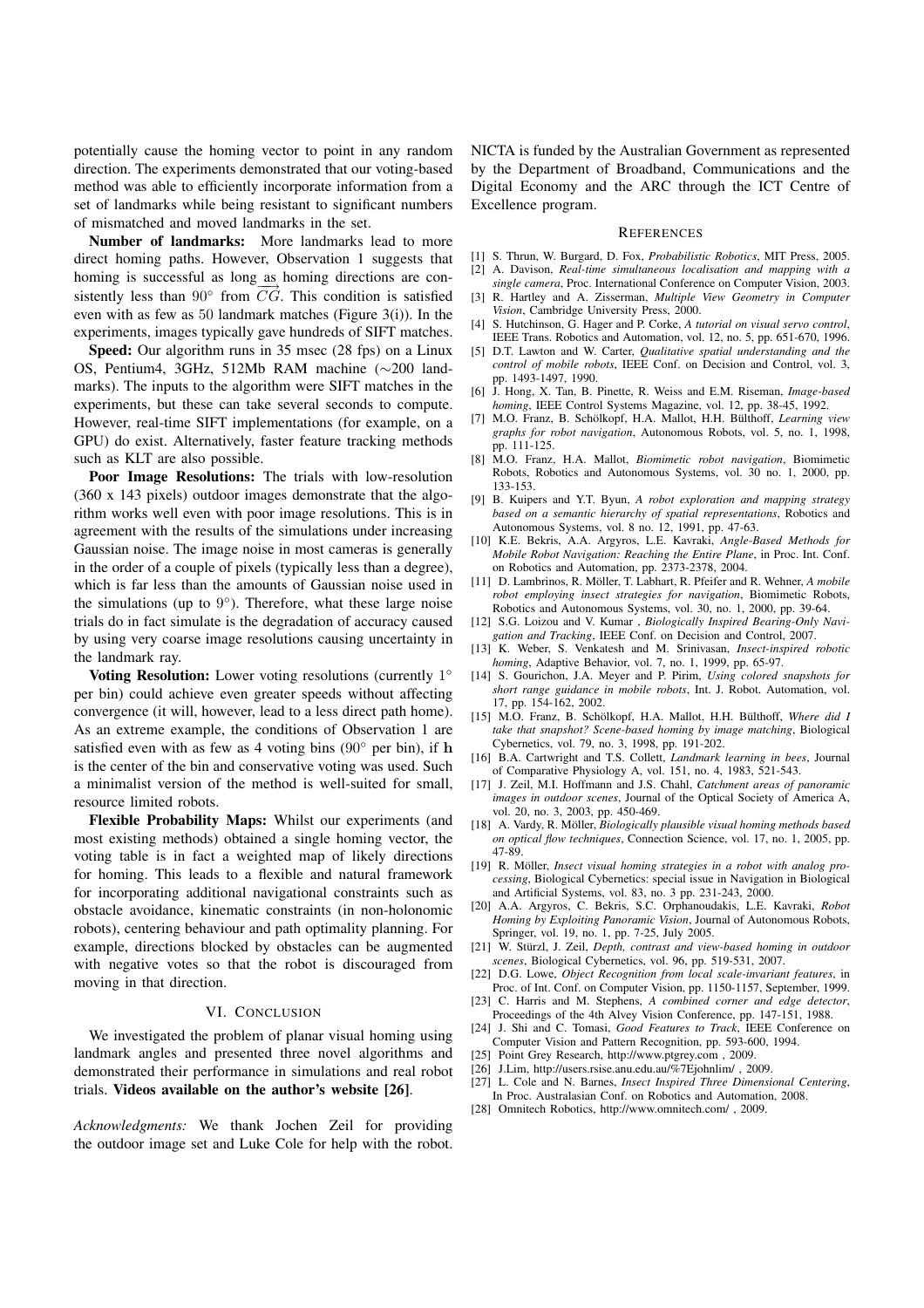potentially cause the homing vector to point in any random direction. The experiments demonstrated that our voting-based method was able to efficiently incorporate information from a set of landmarks while being resistant to significant numbers of mismatched and moved landmarks in the set.

**Number of landmarks:** More landmarks lead to more direct homing paths. However, Observation 1 suggests that homing is successful as long as homing directions are consistently less than $90^\circ$ from $\overrightarrow{CG}$. This condition is satisfied even with as few as 50 landmark matches (Figure 3(i)). In the experiments, images typically gave hundreds of SIFT matches.

**Speed:** Our algorithm runs in 35 msec (28 fps) on a Linux OS, Pentium4, 3GHz, 512Mb RAM machine ($\sim$200 landmarks). The inputs to the algorithm were SIFT matches in the experiments, but these can take several seconds to compute. However, real-time SIFT implementations (for example, on a GPU) do exist. Alternatively, faster feature tracking methods such as KLT are also possible.

**Poor Image Resolutions:** The trials with low-resolution (360 x 143 pixels) outdoor images demonstrate that the algorithm works well even with poor image resolutions. This is in agreement with the results of the simulations under increasing Gaussian noise. The image noise in most cameras is generally in the order of a couple of pixels (typically less than a degree), which is far less than the amounts of Gaussian noise used in the simulations (up to $9^\circ$). Therefore, what these large noise trials do in fact simulate is the degradation of accuracy caused by using very coarse image resolutions causing uncertainty in the landmark ray.

**Voting Resolution:** Lower voting resolutions (currently $1^\circ$ per bin) could achieve even greater speeds without affecting convergence (it will, however, lead to a less direct path home). As an extreme example, the conditions of Observation 1 are satisfied even with as few as 4 voting bins ($90^\circ$ per bin), if $\mathbf{h}$ is the center of the bin and conservative voting was used. Such a minimalist version of the method is well-suited for small, resource limited robots.

**Flexible Probability Maps:** Whilst our experiments (and most existing methods) obtained a single homing vector, the voting table is in fact a weighted map of likely directions for homing. This leads to a flexible and natural framework for incorporating additional navigational constraints such as obstacle avoidance, kinematic constraints (in non-holonomic robots), centering behaviour and path optimality planning. For example, directions blocked by obstacles can be augmented with negative votes so that the robot is discouraged from moving in that direction.

## VI. Conclusion

We investigated the problem of planar visual homing using landmark angles and presented three novel algorithms and demonstrated their performance in simulations and real robot trials. **Videos available on the author's website [26]**.

*Acknowledgments:* We thank Jochen Zeil for providing the outdoor image set and Luke Cole for help with the robot. NICTA is funded by the Australian Government as represented by the Department of Broadband, Communications and the Digital Economy and the ARC through the ICT Centre of Excellence program.

## References

[1] S. Thrun, W. Burgard, D. Fox, *Probabilistic Robotics*, MIT Press, 2005.

[2] A. Davison, *Real-time simultaneous localisation and mapping with a single camera*, Proc. International Conference on Computer Vision, 2003.

[3] R. Hartley and A. Zisserman, *Multiple View Geometry in Computer Vision*, Cambridge University Press, 2000.

[4] S. Hutchinson, G. Hager and P. Corke, *A tutorial on visual servo control*, IEEE Trans. Robotics and Automation, vol. 12, no. 5, pp. 651-670, 1996.

[5] D.T. Lawton and W. Carter, *Qualitative spatial understanding and the control of mobile robots*, IEEE Conf. on Decision and Control, vol. 3, pp. 1493-1497, 1990.

[6] J. Hong, X. Tan, B. Pinette, R. Weiss and E.M. Riseman, *Image-based homing*, IEEE Control Systems Magazine, vol. 12, pp. 38-45, 1992.

[7] M.O. Franz, B. Schölkopf, H.A. Mallot, H.H. Bülthoff, *Learning view graphs for robot navigation*, Autonomous Robots, vol. 5, no. 1, 1998, pp. 111-125.

[8] M.O. Franz, H.A. Mallot, *Biomimetic robot navigation*, Biomimetic Robots, Robotics and Autonomous Systems, vol. 30 no. 1, 2000, pp. 133-153.

[9] B. Kuipers and Y.T. Byun, *A robot exploration and mapping strategy based on a semantic hierarchy of spatial representations*, Robotics and Autonomous Systems, vol. 8 no. 12, 1991, pp. 47-63.

[10] K.E. Bekris, A.A. Argyros, L.E. Kavraki, *Angle-Based Methods for Mobile Robot Navigation: Reaching the Entire Plane*, in Proc. Int. Conf. on Robotics and Automation, pp. 2373-2378, 2004.

[11] D. Lambrinos, R. Möller, T. Labhart, R. Pfeifer and R. Wehner, *A mobile robot employing insect strategies for navigation*, Biomimetic Robots, Robotics and Autonomous Systems, vol. 30, no. 1, 2000, pp. 39-64.

[12] S.G. Loizou and V. Kumar , *Biologically Inspired Bearing-Only Navigation and Tracking*, IEEE Conf. on Decision and Control, 2007.

[13] K. Weber, S. Venkatesh and M. Srinivasan, *Insect-inspired robotic homing*, Adaptive Behavior, vol. 7, no. 1, 1999, pp. 65-97.

[14] S. Gourichon, J.A. Meyer and P. Pirim, *Using colored snapshots for short range guidance in mobile robots*, Int. J. Robot. Automation, vol. 17, pp. 154-162, 2002.

[15] M.O. Franz, B. Schölkopf, H.A. Mallot, H.H. Bülthoff, *Where did I take that snapshot? Scene-based homing by image matching*, Biological Cybernetics, vol. 79, no. 3, 1998, pp. 191-202.

[16] B.A. Cartwright and T.S. Collett, *Landmark learning in bees*, Journal of Comparative Physiology A, vol. 151, no. 4, 1983, 521-543.

[17] J. Zeil, M.I. Hoffmann and J.S. Chahl, *Catchment areas of panoramic images in outdoor scenes*, Journal of the Optical Society of America A, vol. 20, no. 3, 2003, pp. 450-469.

[18] A. Vardy, R. Möller, *Biologically plausible visual homing methods based on optical flow techniques*, Connection Science, vol. 17, no. 1, 2005, pp. 47-89.

[19] R. Möller, *Insect visual homing strategies in a robot with analog processing*, Biological Cybernetics: special issue in Navigation in Biological and Artificial Systems, vol. 83, no. 3 pp. 231-243, 2000.

[20] A.A. Argyros, C. Bekris, S.C. Orphanoudakis, L.E. Kavraki, *Robot Homing by Exploiting Panoramic Vision*, Journal of Autonomous Robots, Springer, vol. 19, no. 1, pp. 7-25, July 2005.

[21] W. Stürzl, J. Zeil, *Depth, contrast and view-based homing in outdoor scenes*, Biological Cybernetics, vol. 96, pp. 519-531, 2007.

[22] D.G. Lowe, *Object Recognition from local scale-invariant features*, in Proc. of Int. Conf. on Computer Vision, pp. 1150-1157, September, 1999.

[23] C. Harris and M. Stephens, *A combined corner and edge detector*, Proceedings of the 4th Alvey Vision Conference, pp. 147-151, 1988.

[24] J. Shi and C. Tomasi, *Good Features to Track*, IEEE Conference on Computer Vision and Pattern Recognition, pp. 593-600, 1994.

[25] Point Grey Research, http://www.ptgrey.com , 2009.

[26] J.Lim, http://users.rsise.anu.edu.au/%7Ejohnlim/ , 2009.

[27] L. Cole and N. Barnes, *Insect Inspired Three Dimensional Centering*, In Proc. Australasian Conf. on Robotics and Automation, 2008.

[28] Omnitech Robotics, http://www.omnitech.com/ , 2009.